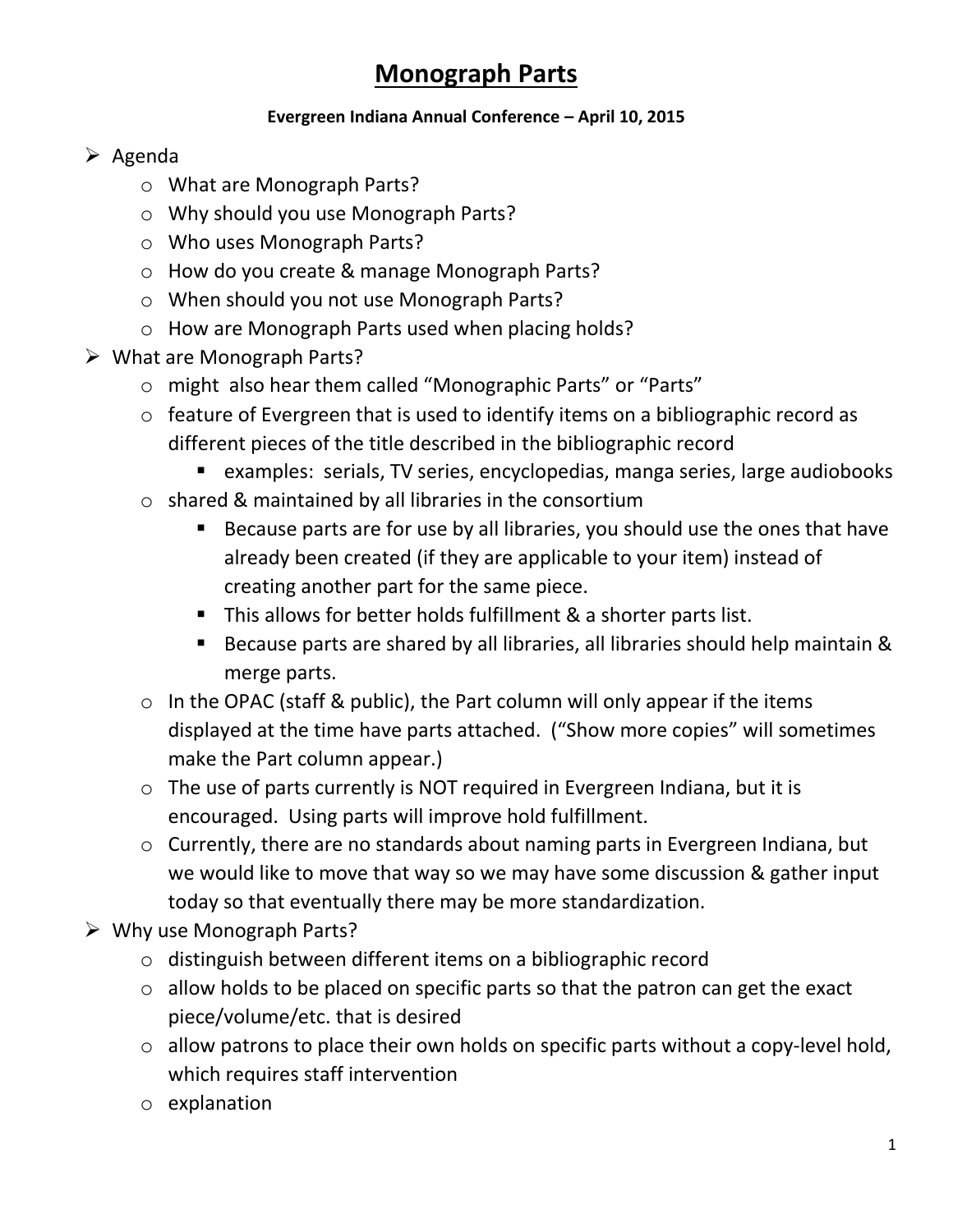# Monograph Parts

**Evergreen Indiana Annual Conference – April 10, 2015**

- Agenda
  - What are Monograph Parts?
  - Why should you use Monograph Parts?
  - Who uses Monograph Parts?
  - How do you create & manage Monograph Parts?
  - When should you not use Monograph Parts?
  - How are Monograph Parts used when placing holds?
- What are Monograph Parts?
  - might also hear them called "Monographic Parts" or "Parts"
  - feature of Evergreen that is used to identify items on a bibliographic record as different pieces of the title described in the bibliographic record
    - examples: serials, TV series, encyclopedias, manga series, large audiobooks
  - shared & maintained by all libraries in the consortium
    - Because parts are for use by all libraries, you should use the ones that have already been created (if they are applicable to your item) instead of creating another part for the same piece.
    - This allows for better holds fulfillment & a shorter parts list.
    - Because parts are shared by all libraries, all libraries should help maintain & merge parts.
  - In the OPAC (staff & public), the Part column will only appear if the items displayed at the time have parts attached. ("Show more copies" will sometimes make the Part column appear.)
  - The use of parts currently is NOT required in Evergreen Indiana, but it is encouraged. Using parts will improve hold fulfillment.
  - Currently, there are no standards about naming parts in Evergreen Indiana, but we would like to move that way so we may have some discussion & gather input today so that eventually there may be more standardization.
- Why use Monograph Parts?
  - distinguish between different items on a bibliographic record
  - allow holds to be placed on specific parts so that the patron can get the exact piece/volume/etc. that is desired
  - allow patrons to place their own holds on specific parts without a copy-level hold, which requires staff intervention
  - explanation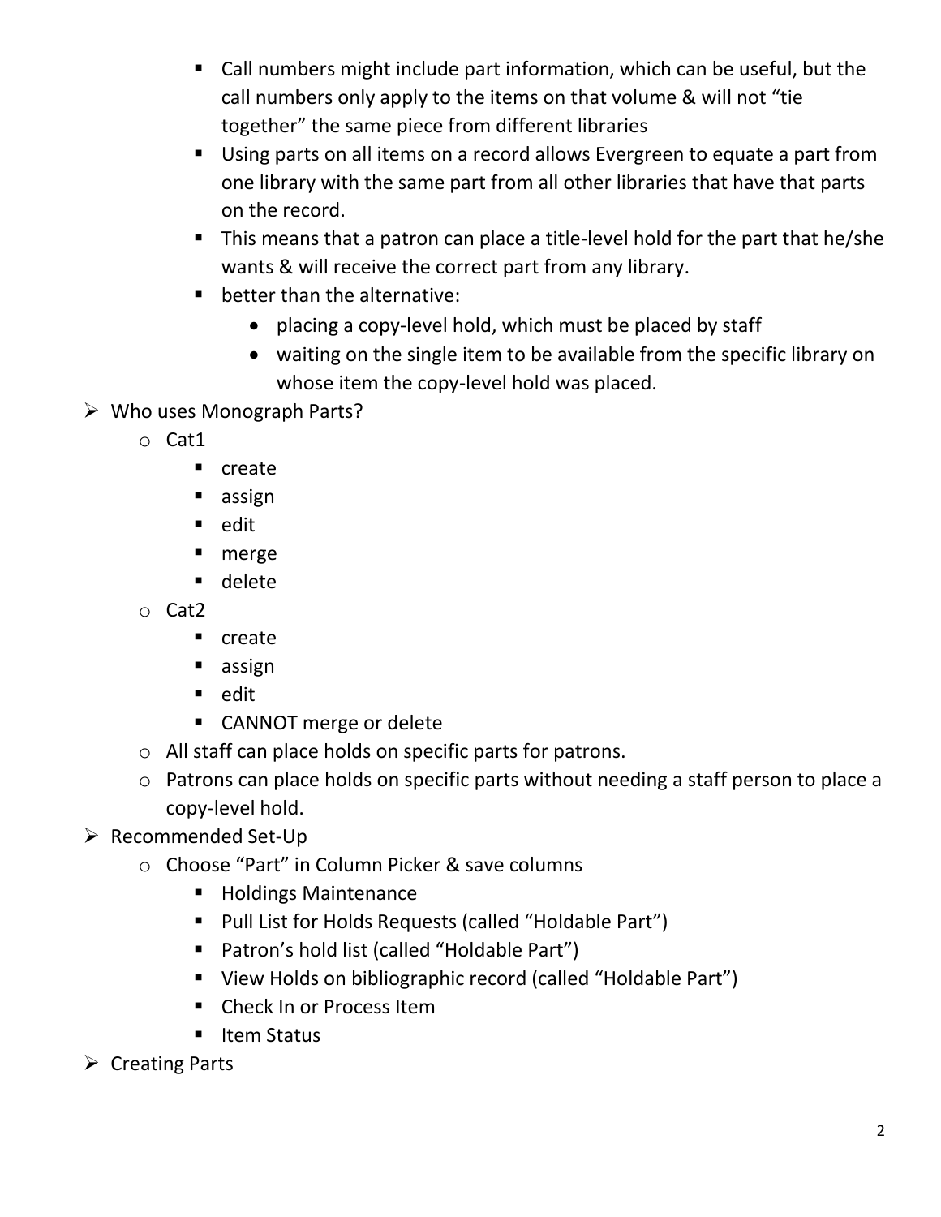- Call numbers might include part information, which can be useful, but the call numbers only apply to the items on that volume & will not "tie together" the same piece from different libraries
    - Using parts on all items on a record allows Evergreen to equate a part from one library with the same part from all other libraries that have that parts on the record.
    - This means that a patron can place a title-level hold for the part that he/she wants & will receive the correct part from any library.
    - better than the alternative:
      - placing a copy-level hold, which must be placed by staff
      - waiting on the single item to be available from the specific library on whose item the copy-level hold was placed.

- Who uses Monograph Parts?
  - Cat1
    - create
    - assign
    - edit
    - merge
    - delete
  - Cat2
    - create
    - assign
    - edit
    - CANNOT merge or delete
  - All staff can place holds on specific parts for patrons.
  - Patrons can place holds on specific parts without needing a staff person to place a copy-level hold.
- Recommended Set-Up
  - Choose "Part" in Column Picker & save columns
    - Holdings Maintenance
    - Pull List for Holds Requests (called "Holdable Part")
    - Patron's hold list (called "Holdable Part")
    - View Holds on bibliographic record (called "Holdable Part")
    - Check In or Process Item
    - Item Status
- Creating Parts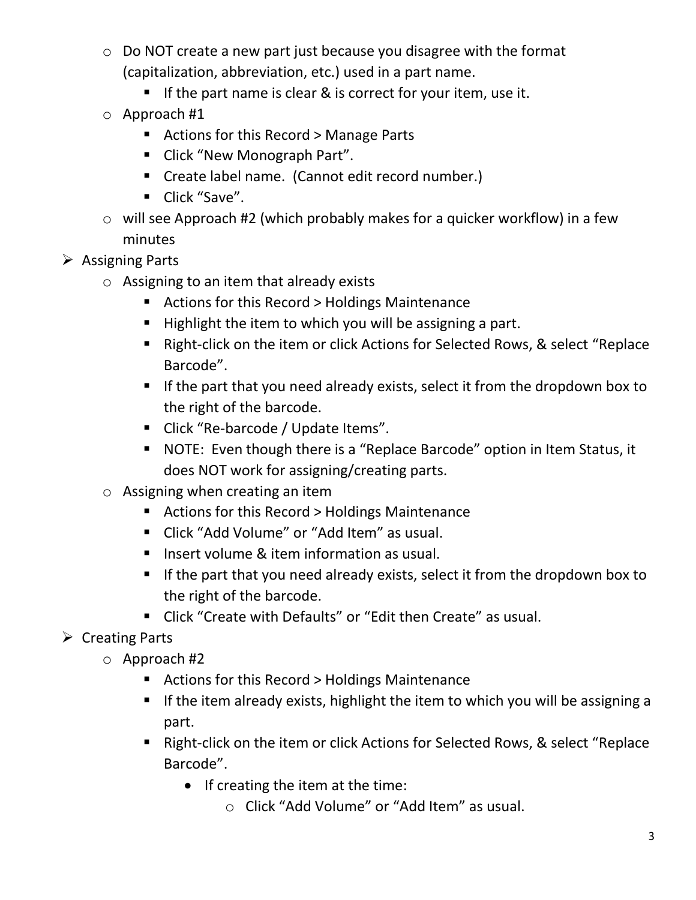- Do NOT create a new part just because you disagree with the format (capitalization, abbreviation, etc.) used in a part name.
    - If the part name is clear & is correct for your item, use it.
  - Approach #1
    - Actions for this Record > Manage Parts
    - Click "New Monograph Part".
    - Create label name. (Cannot edit record number.)
    - Click "Save".
  - will see Approach #2 (which probably makes for a quicker workflow) in a few minutes
- Assigning Parts
  - Assigning to an item that already exists
    - Actions for this Record > Holdings Maintenance
    - Highlight the item to which you will be assigning a part.
    - Right-click on the item or click Actions for Selected Rows, & select "Replace Barcode".
    - If the part that you need already exists, select it from the dropdown box to the right of the barcode.
    - Click "Re-barcode / Update Items".
    - NOTE: Even though there is a "Replace Barcode" option in Item Status, it does NOT work for assigning/creating parts.
  - Assigning when creating an item
    - Actions for this Record > Holdings Maintenance
    - Click "Add Volume" or "Add Item" as usual.
    - Insert volume & item information as usual.
    - If the part that you need already exists, select it from the dropdown box to the right of the barcode.
    - Click "Create with Defaults" or "Edit then Create" as usual.
- Creating Parts
  - Approach #2
    - Actions for this Record > Holdings Maintenance
    - If the item already exists, highlight the item to which you will be assigning a part.
    - Right-click on the item or click Actions for Selected Rows, & select "Replace Barcode".
      - If creating the item at the time:
        - Click "Add Volume" or "Add Item" as usual.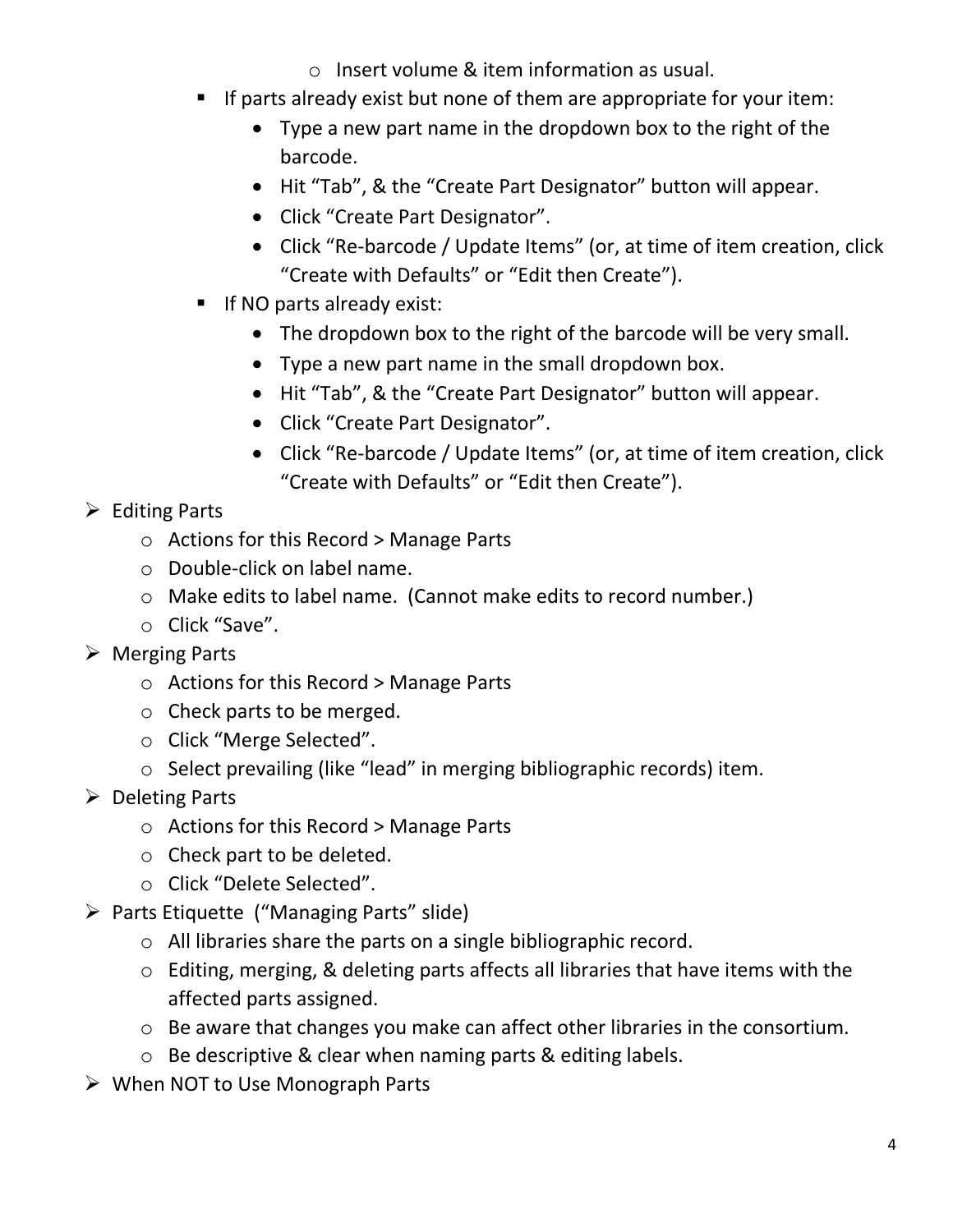- Insert volume & item information as usual.
        - If parts already exist but none of them are appropriate for your item:
            - Type a new part name in the dropdown box to the right of the barcode.
            - Hit "Tab", & the "Create Part Designator" button will appear.
            - Click "Create Part Designator".
            - Click "Re-barcode / Update Items" (or, at time of item creation, click "Create with Defaults" or "Edit then Create").
        - If NO parts already exist:
            - The dropdown box to the right of the barcode will be very small.
            - Type a new part name in the small dropdown box.
            - Hit "Tab", & the "Create Part Designator" button will appear.
            - Click "Create Part Designator".
            - Click "Re-barcode / Update Items" (or, at time of item creation, click "Create with Defaults" or "Edit then Create").

- Editing Parts
    - Actions for this Record > Manage Parts
    - Double-click on label name.
    - Make edits to label name. (Cannot make edits to record number.)
    - Click "Save".
- Merging Parts
    - Actions for this Record > Manage Parts
    - Check parts to be merged.
    - Click "Merge Selected".
    - Select prevailing (like "lead" in merging bibliographic records) item.
- Deleting Parts
    - Actions for this Record > Manage Parts
    - Check part to be deleted.
    - Click "Delete Selected".
- Parts Etiquette ("Managing Parts" slide)
    - All libraries share the parts on a single bibliographic record.
    - Editing, merging, & deleting parts affects all libraries that have items with the affected parts assigned.
    - Be aware that changes you make can affect other libraries in the consortium.
    - Be descriptive & clear when naming parts & editing labels.
- When NOT to Use Monograph Parts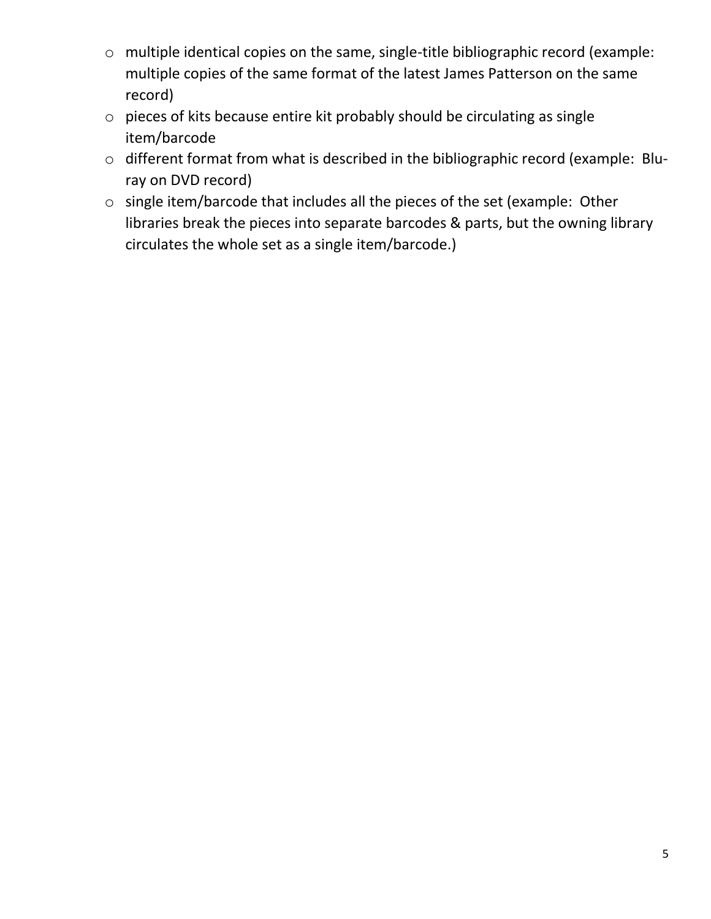- multiple identical copies on the same, single-title bibliographic record (example: multiple copies of the same format of the latest James Patterson on the same record)
- pieces of kits because entire kit probably should be circulating as single item/barcode
- different format from what is described in the bibliographic record (example: Blu-ray on DVD record)
- single item/barcode that includes all the pieces of the set (example: Other libraries break the pieces into separate barcodes & parts, but the owning library circulates the whole set as a single item/barcode.)